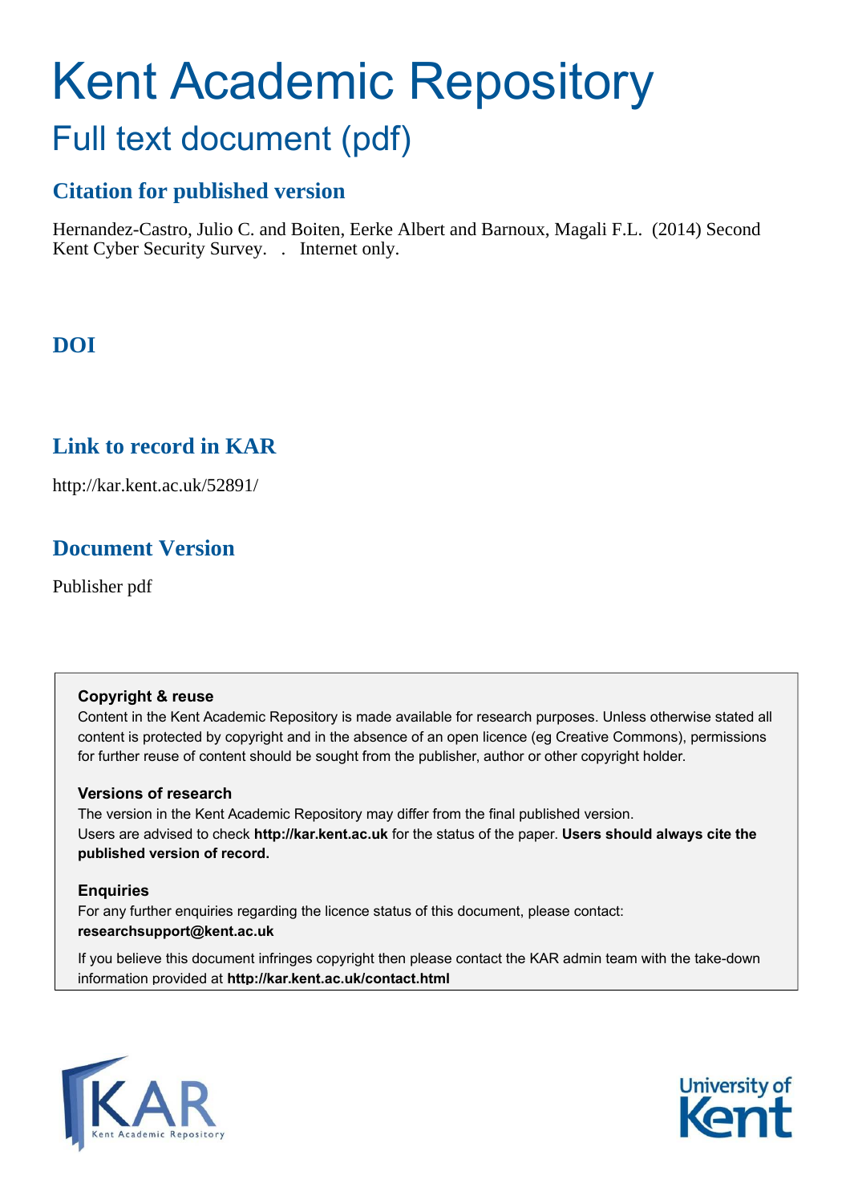# Kent Academic Repository

## Full text document (pdf)

### Citation for published version

Hernandez-Castro, Julio C. and Boiten, Eerke Albert and Barnoux, Magali F.L. (2014) Second Kent Cyber Security Survey. . Internet only.

### DOI

### Link to record in KAR

http://kar.kent.ac.uk/52891/

### Document Version

Publisher pdf

**Copyright & reuse**

Content in the Kent Academic Repository is made available for research purposes. Unless otherwise stated all content is protected by copyright and in the absence of an open licence (eg Creative Commons), permissions for further reuse of content should be sought from the publisher, author or other copyright holder.

**Versions of research**

The version in the Kent Academic Repository may differ from the final published version. Users are advised to check **http://kar.kent.ac.uk** for the status of the paper. **Users should always cite the published version of record.**

**Enquiries**

For any further enquiries regarding the licence status of this document, please contact: **researchsupport@kent.ac.uk**

If you believe this document infringes copyright then please contact the KAR admin team with the take-down information provided at **http://kar.kent.ac.uk/contact.html**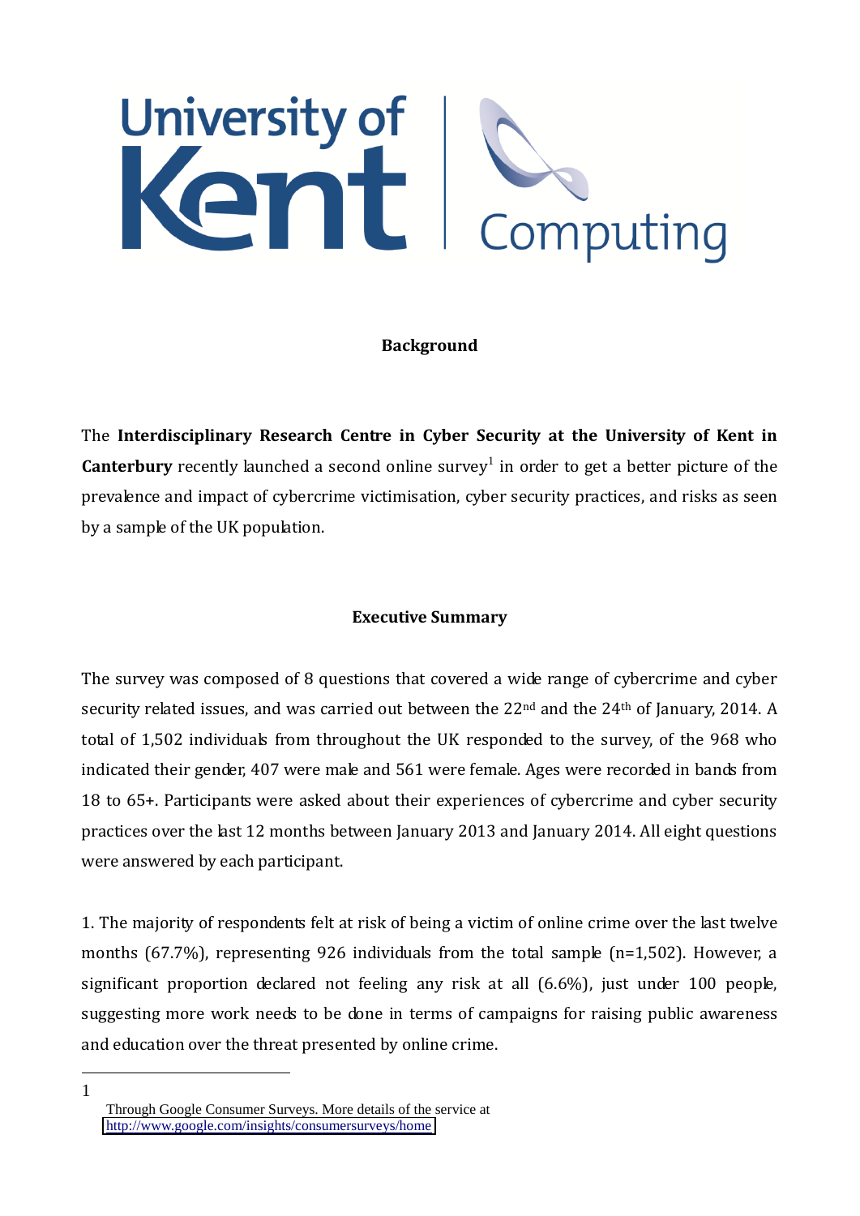University of Kent | Computing

## Background

The **Interdisciplinary Research Centre in Cyber Security at the University of Kent in Canterbury** recently launched a second online survey[1] in order to get a better picture of the prevalence and impact of cybercrime victimisation, cyber security practices, and risks as seen by a sample of the UK population.

## Executive Summary

The survey was composed of 8 questions that covered a wide range of cybercrime and cyber security related issues, and was carried out between the 22nd and the 24th of January, 2014. A total of 1,502 individuals from throughout the UK responded to the survey, of the 968 who indicated their gender, 407 were male and 561 were female. Ages were recorded in bands from 18 to 65+. Participants were asked about their experiences of cybercrime and cyber security practices over the last 12 months between January 2013 and January 2014. All eight questions were answered by each participant.

1. The majority of respondents felt at risk of being a victim of online crime over the last twelve months (67.7%), representing 926 individuals from the total sample (n=1,502). However, a significant proportion declared not feeling any risk at all (6.6%), just under 100 people, suggesting more work needs to be done in terms of campaigns for raising public awareness and education over the threat presented by online crime.

---

[1] Through Google Consumer Surveys. More details of the service at http://www.google.com/insights/consumersurveys/home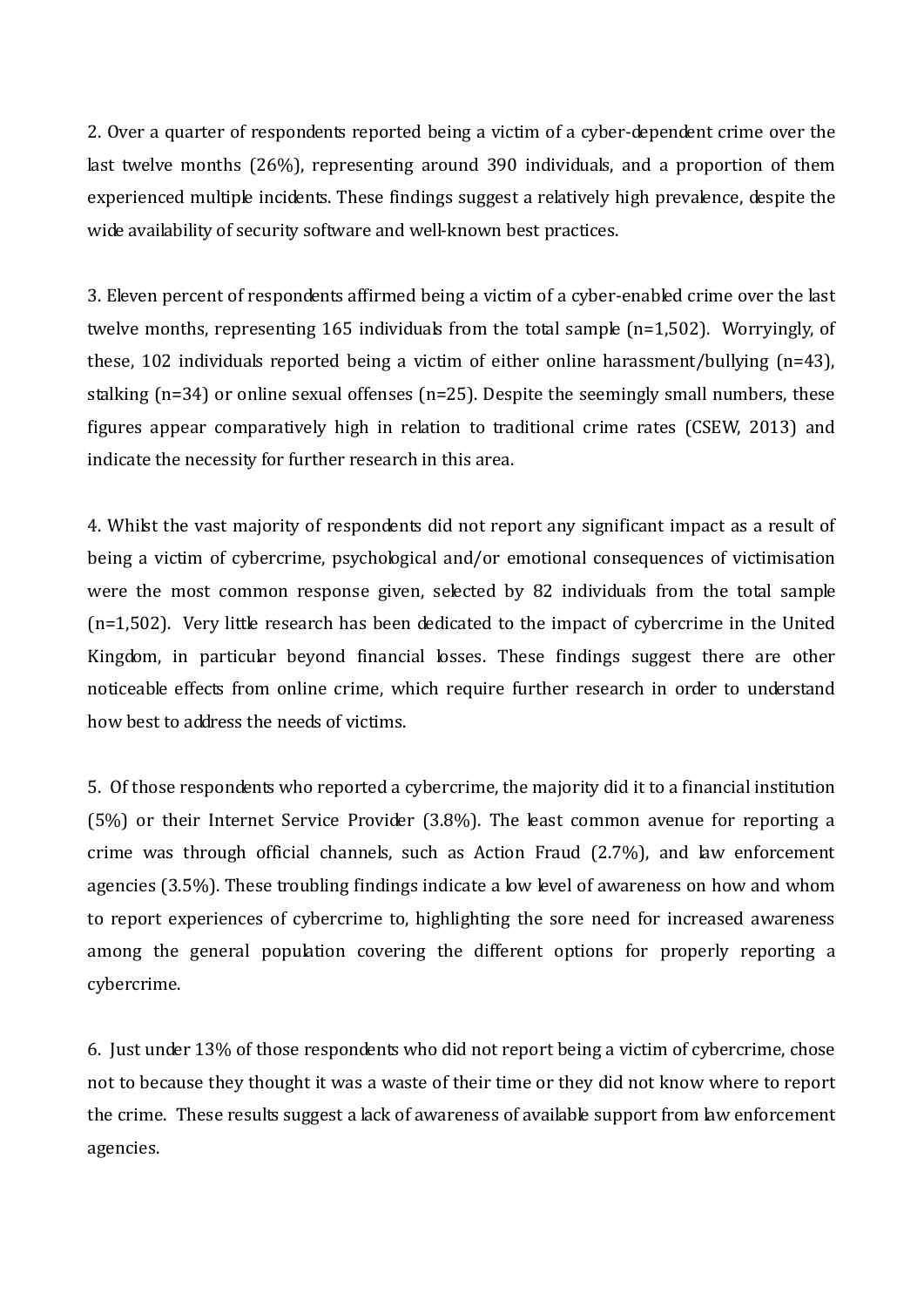2. Over a quarter of respondents reported being a victim of a cyber-dependent crime over the last twelve months (26%), representing around 390 individuals, and a proportion of them experienced multiple incidents. These findings suggest a relatively high prevalence, despite the wide availability of security software and well-known best practices.

3. Eleven percent of respondents affirmed being a victim of a cyber-enabled crime over the last twelve months, representing 165 individuals from the total sample (n=1,502). Worryingly, of these, 102 individuals reported being a victim of either online harassment/bullying (n=43), stalking (n=34) or online sexual offenses (n=25). Despite the seemingly small numbers, these figures appear comparatively high in relation to traditional crime rates (CSEW, 2013) and indicate the necessity for further research in this area.

4. Whilst the vast majority of respondents did not report any significant impact as a result of being a victim of cybercrime, psychological and/or emotional consequences of victimisation were the most common response given, selected by 82 individuals from the total sample (n=1,502). Very little research has been dedicated to the impact of cybercrime in the United Kingdom, in particular beyond financial losses. These findings suggest there are other noticeable effects from online crime, which require further research in order to understand how best to address the needs of victims.

5. Of those respondents who reported a cybercrime, the majority did it to a financial institution (5%) or their Internet Service Provider (3.8%). The least common avenue for reporting a crime was through official channels, such as Action Fraud (2.7%), and law enforcement agencies (3.5%). These troubling findings indicate a low level of awareness on how and whom to report experiences of cybercrime to, highlighting the sore need for increased awareness among the general population covering the different options for properly reporting a cybercrime.

6. Just under 13% of those respondents who did not report being a victim of cybercrime, chose not to because they thought it was a waste of their time or they did not know where to report the crime. These results suggest a lack of awareness of available support from law enforcement agencies.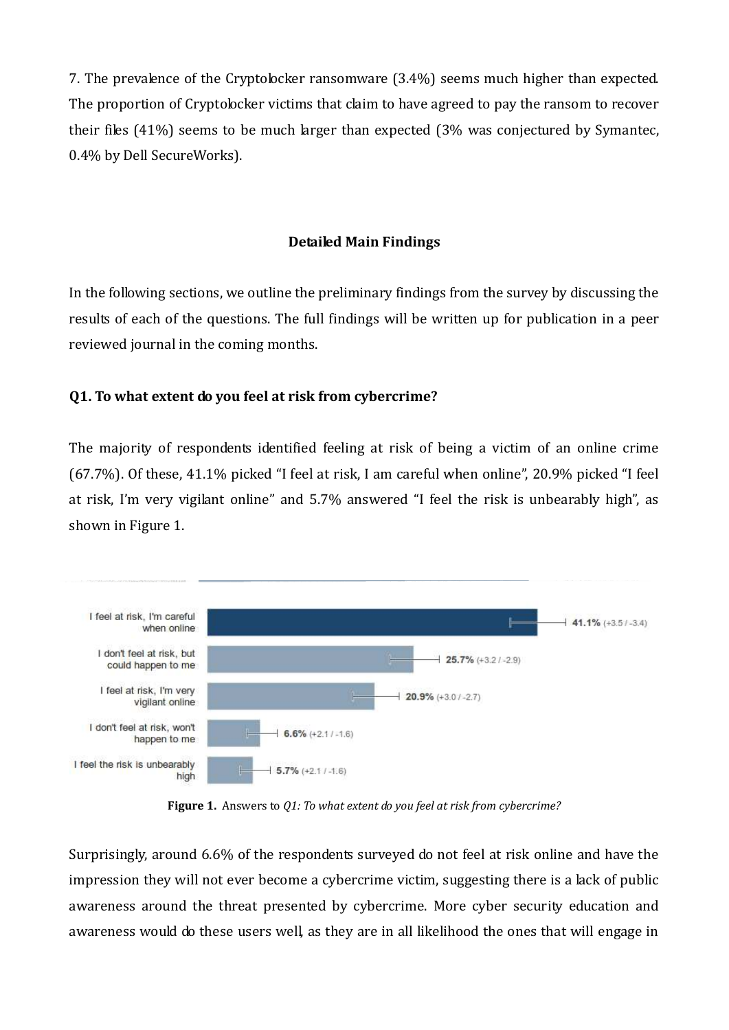7. The prevalence of the Cryptolocker ransomware (3.4%) seems much higher than expected. The proportion of Cryptolocker victims that claim to have agreed to pay the ransom to recover their files (41%) seems to be much larger than expected (3% was conjectured by Symantec, 0.4% by Dell SecureWorks).

## Detailed Main Findings

In the following sections, we outline the preliminary findings from the survey by discussing the results of each of the questions. The full findings will be written up for publication in a peer reviewed journal in the coming months.

### Q1. To what extent do you feel at risk from cybercrime?

The majority of respondents identified feeling at risk of being a victim of an online crime (67.7%). Of these, 41.1% picked "I feel at risk, I am careful when online", 20.9% picked "I feel at risk, I'm very vigilant online" and 5.7% answered "I feel the risk is unbearably high", as shown in Figure 1.

| Answer | Percentage |
|---|---|
| I feel at risk, I'm careful when online | 41.1% (+3.5 / -3.4) |
| I don't feel at risk, but could happen to me | 25.7% (+3.2 / -2.9) |
| I feel at risk, I'm very vigilant online | 20.9% (+3.0 / -2.7) |
| I don't feel at risk, won't happen to me | 6.6% (+2.1 / -1.6) |
| I feel the risk is unbearably high | 5.7% (+2.1 / -1.6) |

**Figure 1.** Answers to *Q1: To what extent do you feel at risk from cybercrime?*

Surprisingly, around 6.6% of the respondents surveyed do not feel at risk online and have the impression they will not ever become a cybercrime victim, suggesting there is a lack of public awareness around the threat presented by cybercrime. More cyber security education and awareness would do these users well, as they are in all likelihood the ones that will engage in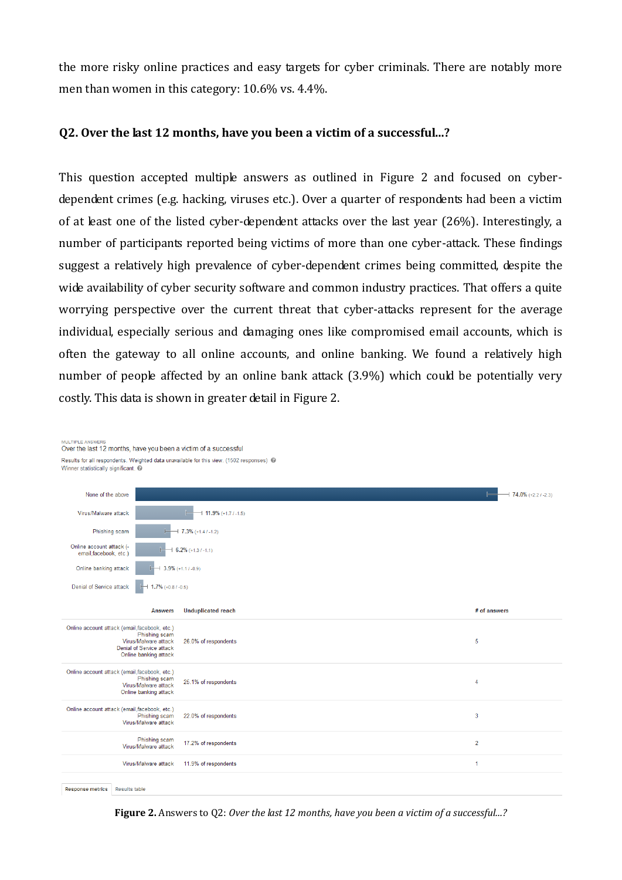the more risky online practices and easy targets for cyber criminals. There are notably more men than women in this category: 10.6% vs. 4.4%.

### Q2. Over the last 12 months, have you been a victim of a successful...?

This question accepted multiple answers as outlined in Figure 2 and focused on cyber-dependent crimes (e.g. hacking, viruses etc.). Over a quarter of respondents had been a victim of at least one of the listed cyber-dependent attacks over the last year (26%). Interestingly, a number of participants reported being victims of more than one cyber-attack. These findings suggest a relatively high prevalence of cyber-dependent crimes being committed, despite the wide availability of cyber security software and common industry practices. That offers a quite worrying perspective over the current threat that cyber-attacks represent for the average individual, especially serious and damaging ones like compromised email accounts, which is often the gateway to all online accounts, and online banking. We found a relatively high number of people affected by an online bank attack (3.9%) which could be potentially very costly. This data is shown in greater detail in Figure 2.

MULTIPLE ANSWERS
Over the last 12 months, have you been a victim of a successful

Results for all respondents. Weighted data unavailable for this view. (1502 responses)
Winner statistically significant

| Answer | Percentage |
|---|---|
| None of the above | 74.0% (+2.2 / -2.3) |
| Virus/Malware attack | 11.9% (+1.7 / -1.5) |
| Phishing scam | 7.3% (+1.4 / -1.2) |
| Online account attack (- email,facebook, etc.) | 6.2% (+1.3 / -1.1) |
| Online banking attack | 3.9% (+1.1 / -0.9) |
| Denial of Service attack | 1.7% (+0.8 / -0.5) |

| Answers | Unduplicated reach | # of answers |
|---|---|---|
| Online account attack (email,facebook, etc.) Phishing scam Virus/Malware attack Denial of Service attack Online banking attack | 26.0% of respondents | 5 |
| Online account attack (email,facebook, etc.) Phishing scam Virus/Malware attack Online banking attack | 25.1% of respondents | 4 |
| Online account attack (email,facebook, etc.) Phishing scam Virus/Malware attack | 22.0% of respondents | 3 |
| Phishing scam Virus/Malware attack | 17.2% of respondents | 2 |
| Virus/Malware attack | 11.9% of respondents | 1 |

Response metrics | Results table

**Figure 2.** Answers to Q2: *Over the last 12 months, have you been a victim of a successful...?*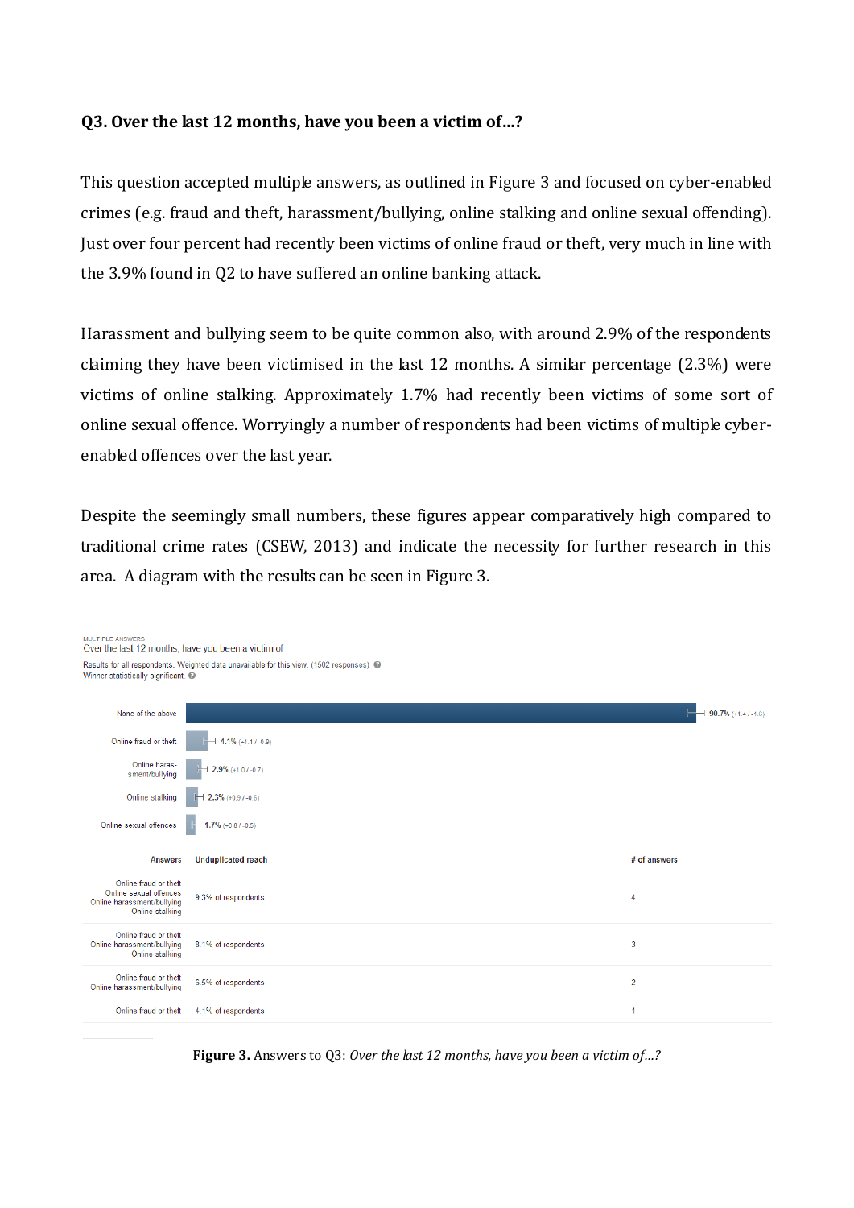**Q3. Over the last 12 months, have you been a victim of...?**

This question accepted multiple answers, as outlined in Figure 3 and focused on cyber-enabled crimes (e.g. fraud and theft, harassment/bullying, online stalking and online sexual offending). Just over four percent had recently been victims of online fraud or theft, very much in line with the 3.9% found in Q2 to have suffered an online banking attack.

Harassment and bullying seem to be quite common also, with around 2.9% of the respondents claiming they have been victimised in the last 12 months. A similar percentage (2.3%) were victims of online stalking. Approximately 1.7% had recently been victims of some sort of online sexual offence. Worryingly a number of respondents had been victims of multiple cyber-enabled offences over the last year.

Despite the seemingly small numbers, these figures appear comparatively high compared to traditional crime rates (CSEW, 2013) and indicate the necessity for further research in this area. A diagram with the results can be seen in Figure 3.

MULTIPLE ANSWERS

Over the last 12 months, have you been a victim of

Results for all respondents. Weighted data unavailable for this view. (1502 responses)

Winner statistically significant.

| Answer | % |
|---|---|
| None of the above | 90.7% (+1.4 / -1.6) |
| Online fraud or theft | 4.1% (+1.1 / -0.9) |
| Online harassment/bullying | 2.9% (+1.0 / -0.7) |
| Online stalking | 2.3% (+0.9 / -0.6) |
| Online sexual offences | 1.7% (+0.8 / -0.5) |

| Answers | Unduplicated reach | # of answers |
|---|---|---|
| Online fraud or theft, Online sexual offences, Online harassment/bullying, Online stalking | 9.3% of respondents | 4 |
| Online fraud or theft, Online harassment/bullying, Online stalking | 8.1% of respondents | 3 |
| Online fraud or theft, Online harassment/bullying | 6.5% of respondents | 2 |
| Online fraud or theft | 4.1% of respondents | 1 |

**Figure 3.** Answers to Q3: *Over the last 12 months, have you been a victim of...?*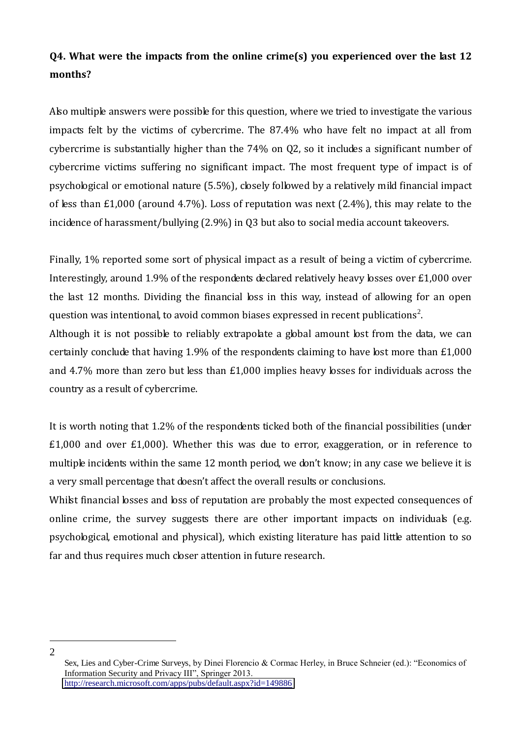**Q4. What were the impacts from the online crime(s) you experienced over the last 12 months?**

Also multiple answers were possible for this question, where we tried to investigate the various impacts felt by the victims of cybercrime. The 87.4% who have felt no impact at all from cybercrime is substantially higher than the 74% on Q2, so it includes a significant number of cybercrime victims suffering no significant impact. The most frequent type of impact is of psychological or emotional nature (5.5%), closely followed by a relatively mild financial impact of less than £1,000 (around 4.7%). Loss of reputation was next (2.4%), this may relate to the incidence of harassment/bullying (2.9%) in Q3 but also to social media account takeovers.

Finally, 1% reported some sort of physical impact as a result of being a victim of cybercrime. Interestingly, around 1.9% of the respondents declared relatively heavy losses over £1,000 over the last 12 months. Dividing the financial loss in this way, instead of allowing for an open question was intentional, to avoid common biases expressed in recent publications[2].

Although it is not possible to reliably extrapolate a global amount lost from the data, we can certainly conclude that having 1.9% of the respondents claiming to have lost more than £1,000 and 4.7% more than zero but less than £1,000 implies heavy losses for individuals across the country as a result of cybercrime.

It is worth noting that 1.2% of the respondents ticked both of the financial possibilities (under £1,000 and over £1,000). Whether this was due to error, exaggeration, or in reference to multiple incidents within the same 12 month period, we don't know; in any case we believe it is a very small percentage that doesn't affect the overall results or conclusions.

Whilst financial losses and loss of reputation are probably the most expected consequences of online crime, the survey suggests there are other important impacts on individuals (e.g. psychological, emotional and physical), which existing literature has paid little attention to so far and thus requires much closer attention in future research.

---

[2] Sex, Lies and Cyber-Crime Surveys, by Dinei Florencio & Cormac Herley, in Bruce Schneier (ed.): "Economics of Information Security and Privacy III", Springer 2013. http://research.microsoft.com/apps/pubs/default.aspx?id=149886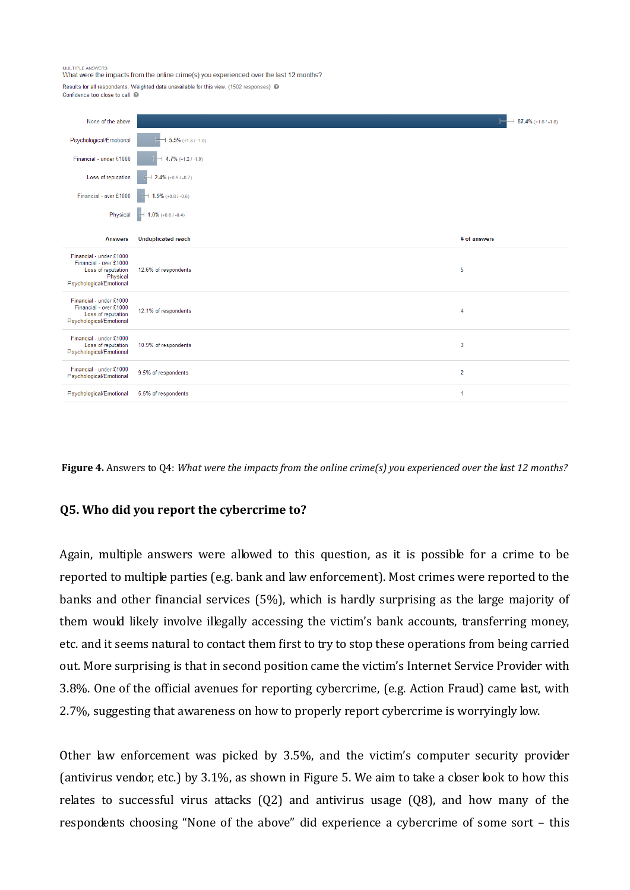MULTIPLE ANSWERS

What were the impacts from the online crime(s) you experienced over the last 12 months?

Results for all respondents. Weighted data unavailable for this view. (1502 responses)

Confidence too close to call.

| Answer | % |
|---|---|
| None of the above | 87.4% (+1.6 / -1.8) |
| Psychological/Emotional | 5.5% (+1.3 / -1.0) |
| Financial - under £1000 | 4.7% (+1.2 / -1.0) |
| Loss of reputation | 2.4% (+0.9 / -0.7) |
| Financial - over £1000 | 1.9% (+0.8 / -0.6) |
| Physical | 1.0% (+0.6 / -0.4) |

| Answers | Unduplicated reach | # of answers |
|---|---|---|
| Financial - under £1000, Financial - over £1000, Loss of reputation, Physical, Psychological/Emotional | 12.6% of respondents | 5 |
| Financial - under £1000, Financial - over £1000, Loss of reputation, Psychological/Emotional | 12.1% of respondents | 4 |
| Financial - under £1000, Loss of reputation, Psychological/Emotional | 10.9% of respondents | 3 |
| Financial - under £1000, Psychological/Emotional | 9.5% of respondents | 2 |
| Psychological/Emotional | 5.5% of respondents | 1 |

**Figure 4.** Answers to Q4: *What were the impacts from the online crime(s) you experienced over the last 12 months?*

## Q5. Who did you report the cybercrime to?

Again, multiple answers were allowed to this question, as it is possible for a crime to be reported to multiple parties (e.g. bank and law enforcement). Most crimes were reported to the banks and other financial services (5%), which is hardly surprising as the large majority of them would likely involve illegally accessing the victim's bank accounts, transferring money, etc. and it seems natural to contact them first to try to stop these operations from being carried out. More surprising is that in second position came the victim's Internet Service Provider with 3.8%. One of the official avenues for reporting cybercrime, (e.g. Action Fraud) came last, with 2.7%, suggesting that awareness on how to properly report cybercrime is worryingly low.

Other law enforcement was picked by 3.5%, and the victim's computer security provider (antivirus vendor, etc.) by 3.1%, as shown in Figure 5. We aim to take a closer look to how this relates to successful virus attacks (Q2) and antivirus usage (Q8), and how many of the respondents choosing "None of the above" did experience a cybercrime of some sort – this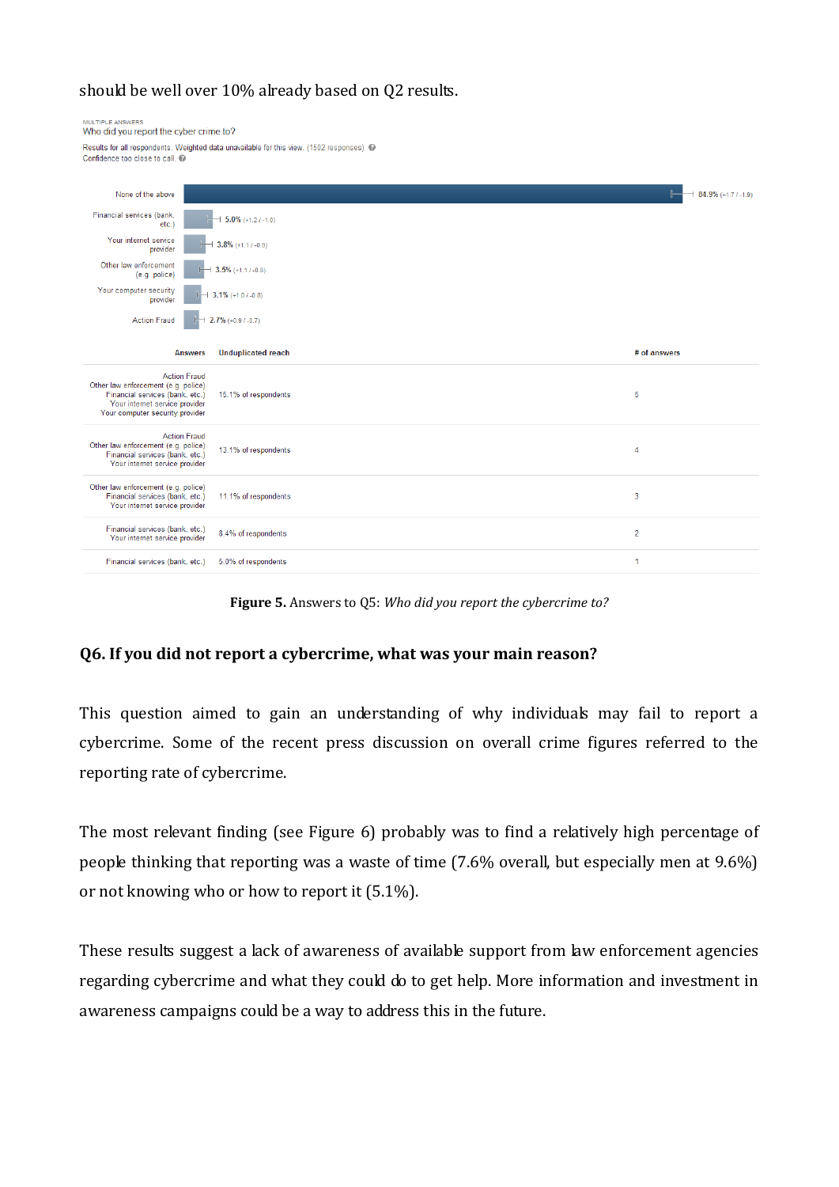should be well over 10% already based on Q2 results.

MULTIPLE ANSWERS
Who did you report the cyber crime to?

Results for all respondents. Weighted data unavailable for this view. (1502 responses)
Confidence too close to call.

| Answer | Percentage |
|---|---|
| None of the above | 84.9% (+1.7 / -1.9) |
| Financial services (bank, etc.) | 5.0% (+1.2 / -1.0) |
| Your internet service provider | 3.8% (+1.1 / -0.9) |
| Other law enforcement (e.g. police) | 3.5% (+1.1 / -0.8) |
| Your computer security provider | 3.1% (+1.0 / -0.8) |
| Action Fraud | 2.7% (+0.9 / -0.7) |

| Answers | Unduplicated reach | # of answers |
|---|---|---|
| Action Fraud<br>Other law enforcement (e.g. police)<br>Financial services (bank, etc.)<br>Your internet service provider<br>Your computer security provider | 15.1% of respondents | 5 |
| Action Fraud<br>Other law enforcement (e.g. police)<br>Financial services (bank, etc.)<br>Your internet service provider | 13.1% of respondents | 4 |
| Other law enforcement (e.g. police)<br>Financial services (bank, etc.)<br>Your internet service provider | 11.1% of respondents | 3 |
| Financial services (bank, etc.)<br>Your internet service provider | 8.4% of respondents | 2 |
| Financial services (bank, etc.) | 5.0% of respondents | 1 |

**Figure 5.** Answers to Q5: *Who did you report the cybercrime to?*

### Q6. If you did not report a cybercrime, what was your main reason?

This question aimed to gain an understanding of why individuals may fail to report a cybercrime. Some of the recent press discussion on overall crime figures referred to the reporting rate of cybercrime.

The most relevant finding (see Figure 6) probably was to find a relatively high percentage of people thinking that reporting was a waste of time (7.6% overall, but especially men at 9.6%) or not knowing who or how to report it (5.1%).

These results suggest a lack of awareness of available support from law enforcement agencies regarding cybercrime and what they could do to get help. More information and investment in awareness campaigns could be a way to address this in the future.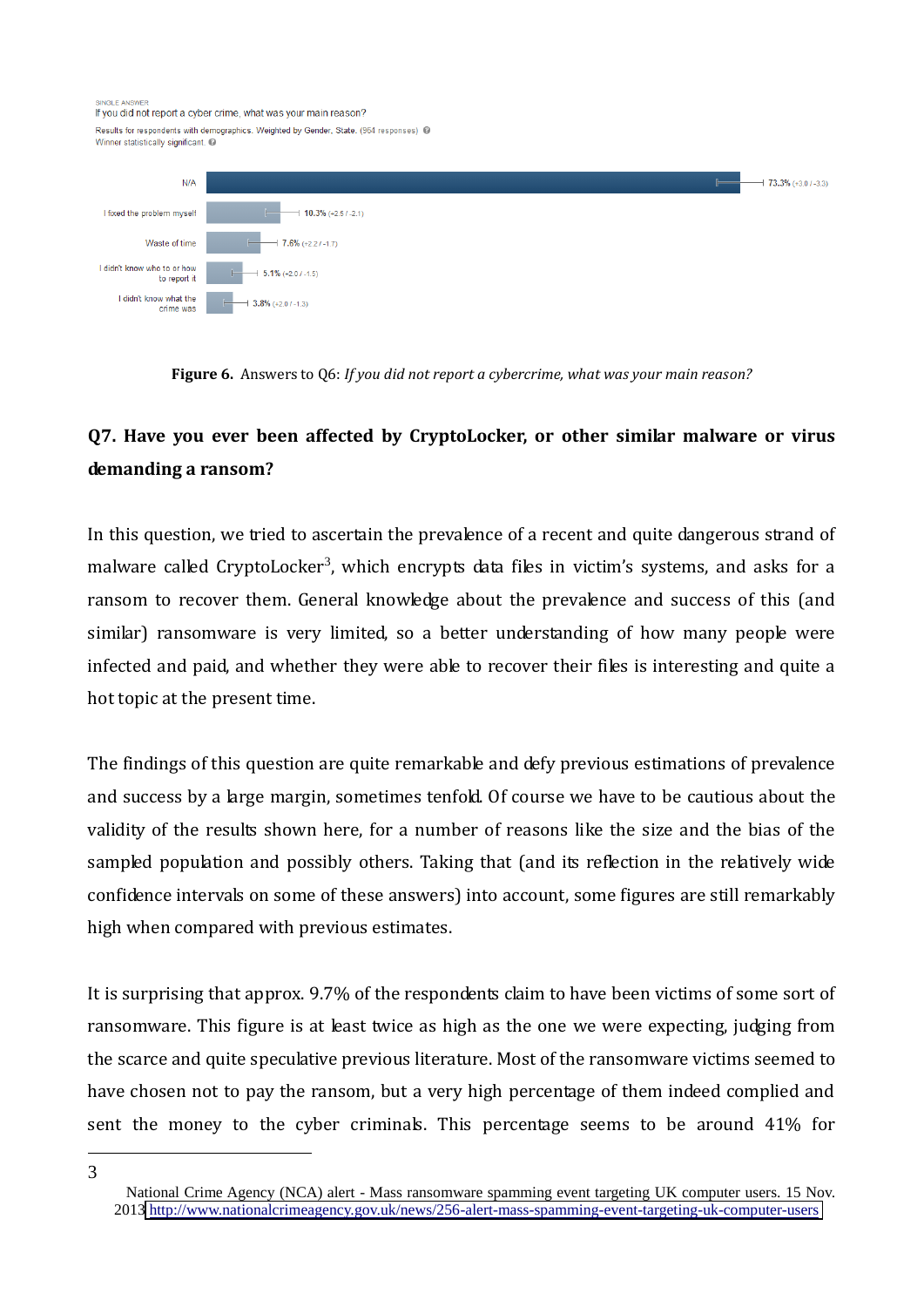SINGLE ANSWER
If you did not report a cyber crime, what was your main reason?

Results for respondents with demographics. Weighted by Gender, State. (964 responses)
Winner statistically significant.

| Answer | Percentage |
| --- | --- |
| N/A | 73.3% (+3.0 / -3.3) |
| I fixed the problem myself | 10.3% (+2.5 / -2.1) |
| Waste of time | 7.6% (+2.2 / -1.7) |
| I didn't know who to or how to report it | 5.1% (+2.0 / -1.5) |
| I didn't know what the crime was | 3.8% (+2.0 / -1.3) |

**Figure 6.** Answers to Q6: *If you did not report a cybercrime, what was your main reason?*

## Q7. Have you ever been affected by CryptoLocker, or other similar malware or virus demanding a ransom?

In this question, we tried to ascertain the prevalence of a recent and quite dangerous strand of malware called CryptoLocker[3], which encrypts data files in victim's systems, and asks for a ransom to recover them. General knowledge about the prevalence and success of this (and similar) ransomware is very limited, so a better understanding of how many people were infected and paid, and whether they were able to recover their files is interesting and quite a hot topic at the present time.

The findings of this question are quite remarkable and defy previous estimations of prevalence and success by a large margin, sometimes tenfold. Of course we have to be cautious about the validity of the results shown here, for a number of reasons like the size and the bias of the sampled population and possibly others. Taking that (and its reflection in the relatively wide confidence intervals on some of these answers) into account, some figures are still remarkably high when compared with previous estimates.

It is surprising that approx. 9.7% of the respondents claim to have been victims of some sort of ransomware. This figure is at least twice as high as the one we were expecting, judging from the scarce and quite speculative previous literature. Most of the ransomware victims seemed to have chosen not to pay the ransom, but a very high percentage of them indeed complied and sent the money to the cyber criminals. This percentage seems to be around 41% for

---

3 National Crime Agency (NCA) alert - Mass ransomware spamming event targeting UK computer users. 15 Nov. 2013 http://www.nationalcrimeagency.gov.uk/news/256-alert-mass-spamming-event-targeting-uk-computer-users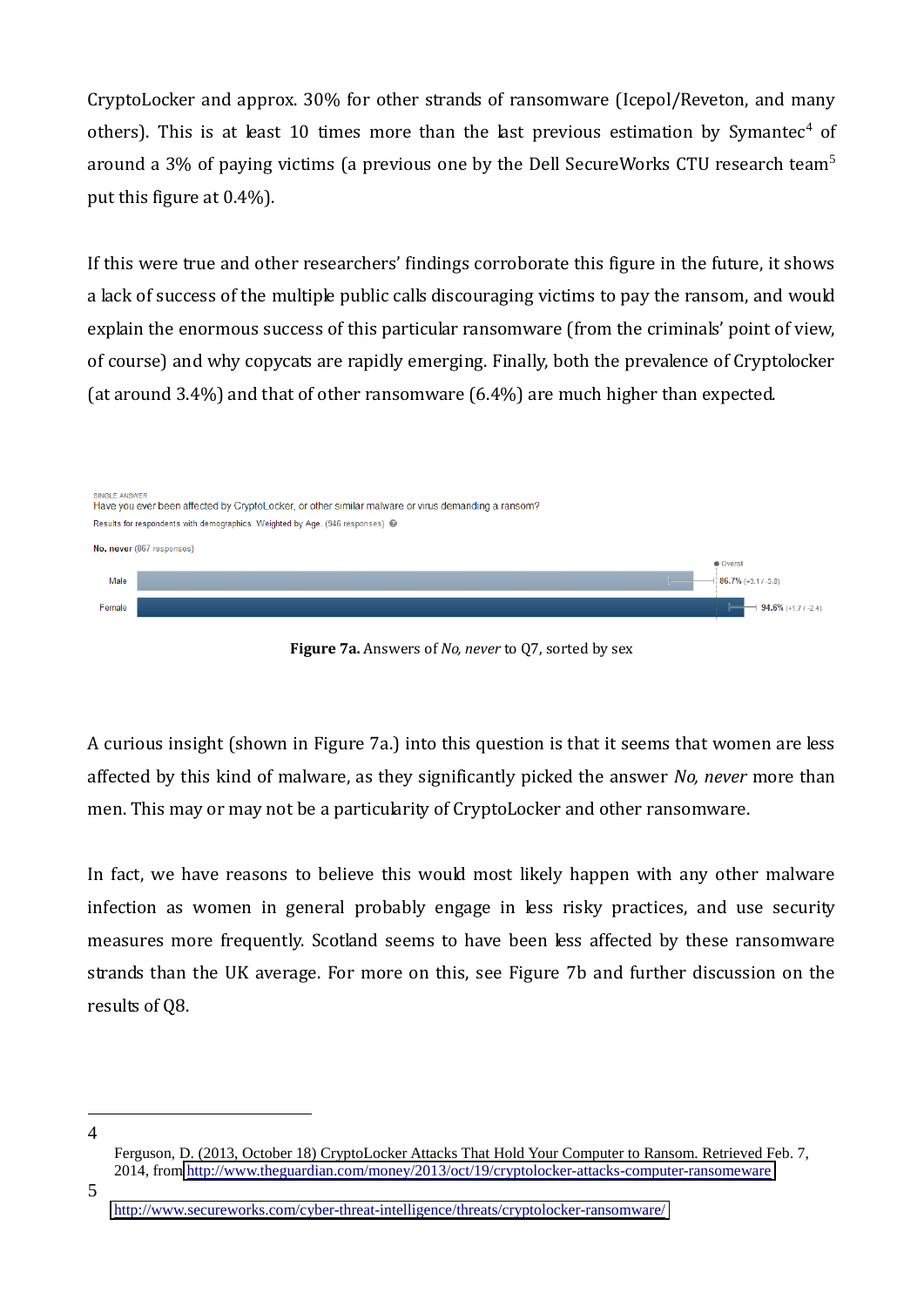CryptoLocker and approx. 30% for other strands of ransomware (Icepol/Reveton, and many others). This is at least 10 times more than the last previous estimation by Symantec[4] of around a 3% of paying victims (a previous one by the Dell SecureWorks CTU research team[5] put this figure at 0.4%).

If this were true and other researchers' findings corroborate this figure in the future, it shows a lack of success of the multiple public calls discouraging victims to pay the ransom, and would explain the enormous success of this particular ransomware (from the criminals' point of view, of course) and why copycats are rapidly emerging. Finally, both the prevalence of Cryptolocker (at around 3.4%) and that of other ransomware (6.4%) are much higher than expected.

SINGLE ANSWER
Have you ever been affected by CryptoLocker, or other similar malware or virus demanding a ransom?
Results for respondents with demographics. Weighted by Age. (946 responses)

**No, never** (867 responses)

| | Overall |
|---|---|
| Male | 86.7% (+3.1 / -3.8) |
| Female | 94.6% (+1.7 / -2.4) |

**Figure 7a.** Answers of *No, never* to Q7, sorted by sex

A curious insight (shown in Figure 7a.) into this question is that it seems that women are less affected by this kind of malware, as they significantly picked the answer *No, never* more than men. This may or may not be a particularity of CryptoLocker and other ransomware.

In fact, we have reasons to believe this would most likely happen with any other malware infection as women in general probably engage in less risky practices, and use security measures more frequently. Scotland seems to have been less affected by these ransomware strands than the UK average. For more on this, see Figure 7b and further discussion on the results of Q8.

---

[4] Ferguson, D. (2013, October 18) CryptoLocker Attacks That Hold Your Computer to Ransom. Retrieved Feb. 7, 2014, from http://www.theguardian.com/money/2013/oct/19/cryptolocker-attacks-computer-ransomeware

[5] http://www.secureworks.com/cyber-threat-intelligence/threats/cryptolocker-ransomware/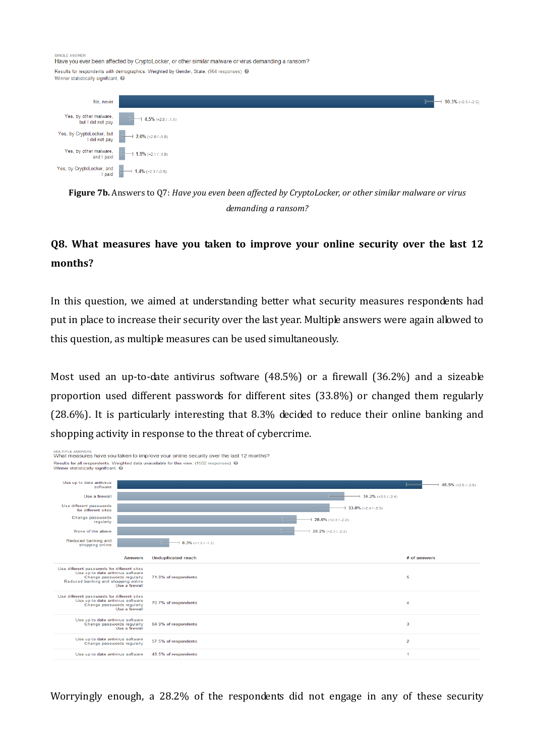SINGLE ANSWER

Have you ever been affected by CryptoLocker, or other similar malware or virus demanding a ransom?

Results for respondents with demographics. Weighted by Gender, State. (964 responses)

Winner statistically significant.

| Answer | Result |
|---|---|
| No, never | 90.3% (+2.0 / -2.5) |
| Yes, by other malware, but I did not pay | 4.5% (+2.0 / -1.4) |
| Yes, by CryptoLocker, but I did not pay | 2.0% (+2.0 / -1.0) |
| Yes, by other malware, and I paid | 1.9% (+2.1 / -1.0) |
| Yes, by CryptoLocker, and I paid | 1.4% (+2.3 / -0.9) |

**Figure 7b.** Answers to Q7: *Have you even been affected by CryptoLocker, or other similar malware or virus demanding a ransom?*

## Q8. What measures have you taken to improve your online security over the last 12 months?

In this question, we aimed at understanding better what security measures respondents had put in place to increase their security over the last year. Multiple answers were again allowed to this question, as multiple measures can be used simultaneously.

Most used an up-to-date antivirus software (48.5%) or a firewall (36.2%) and a sizeable proportion used different passwords for different sites (33.8%) or changed them regularly (28.6%). It is particularly interesting that 8.3% decided to reduce their online banking and shopping activity in response to the threat of cybercrime.

MULTIPLE ANSWERS

What measures have you taken to improve your online security over the last 12 months?

Results for all respondents. Weighted data unavailable for this view. (1502 responses)

Winner statistically significant.

| Answer | Result |
|---|---|
| Use up to date antivirus software | 48.5% (+2.5 / -2.5) |
| Use a firewall | 36.2% (+2.5 / -2.4) |
| Use different passwords for different sites | 33.8% (+2.4 / -2.3) |
| Change passwords regularly | 28.6% (+2.3 / -2.2) |
| None of the above | 28.2% (+2.3 / -2.2) |
| Reduced banking and shopping online | 8.3% (+1.5 / -1.3) |

| Answers | Unduplicated reach | # of answers |
|---|---|---|
| Use different passwords for different sites<br>Use up to date antivirus software<br>Change passwords regularly<br>Reduced banking and shopping online<br>Use a firewall | 71.8% of respondents | 5 |
| Use different passwords for different sites<br>Use up to date antivirus software<br>Change passwords regularly<br>Use a firewall | 70.7% of respondents | 4 |
| Use up to date antivirus software<br>Change passwords regularly<br>Use a firewall | 64.9% of respondents | 3 |
| Use up to date antivirus software<br>Change passwords regularly | 57.5% of respondents | 2 |
| Use up to date antivirus software | 48.5% of respondents | 1 |

Worryingly enough, a 28.2% of the respondents did not engage in any of these security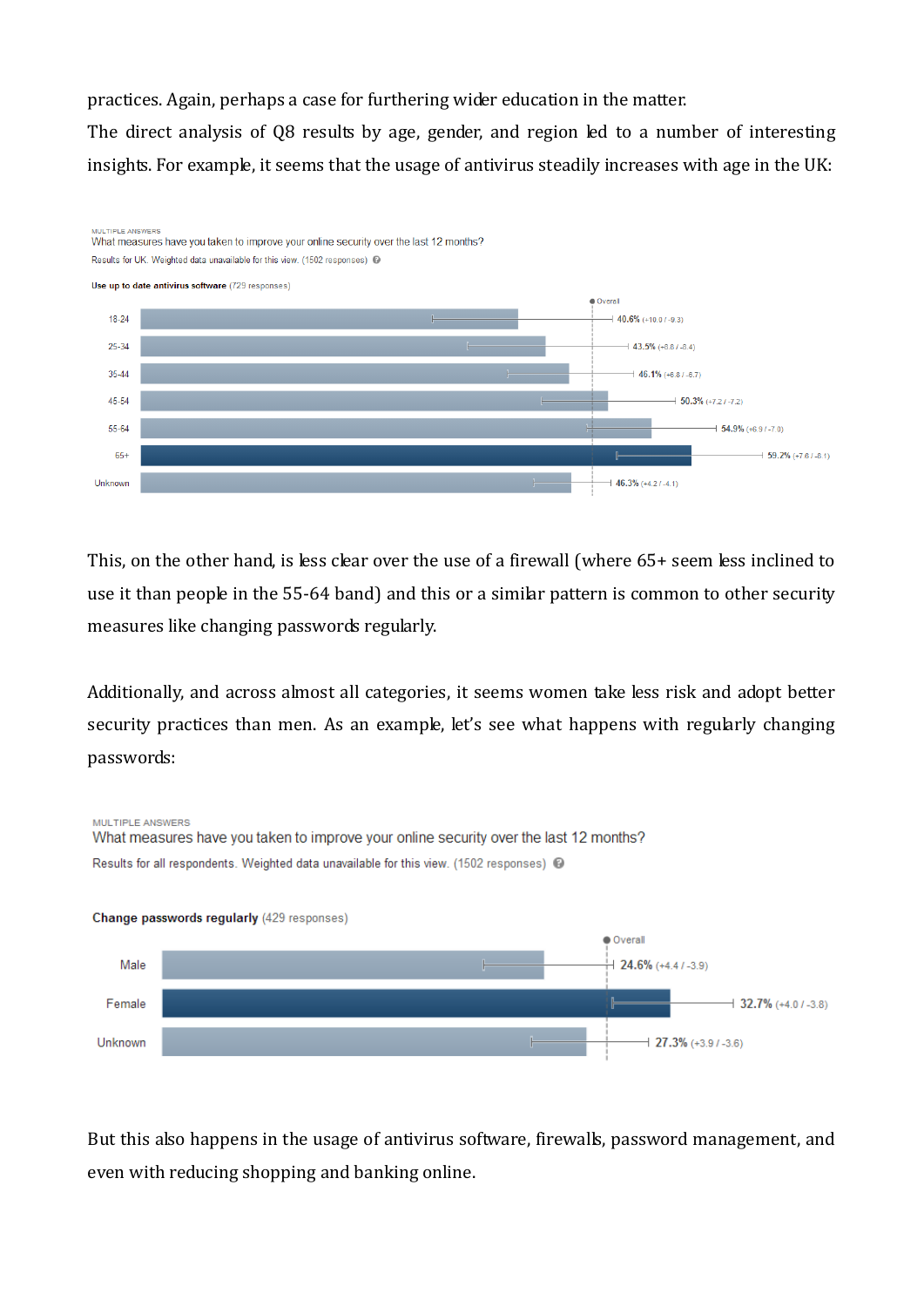practices. Again, perhaps a case for furthering wider education in the matter.

The direct analysis of Q8 results by age, gender, and region led to a number of interesting insights. For example, it seems that the usage of antivirus steadily increases with age in the UK:

MULTIPLE ANSWERS
What measures have you taken to improve your online security over the last 12 months?
Results for UK. Weighted data unavailable for this view. (1502 responses)

**Use up to date antivirus software** (729 responses)

| Age | Percentage |
|---|---|
| 18-24 | 40.6% (+10.0 / -9.3) |
| 25-34 | 43.5% (+8.6 / -8.4) |
| 35-44 | 46.1% (+6.8 / -6.7) |
| 45-54 | 50.3% (+7.2 / -7.2) |
| 55-64 | 54.9% (+6.9 / -7.0) |
| 65+ | 59.2% (+7.6 / -8.1) |
| Unknown | 46.3% (+4.2 / -4.1) |

This, on the other hand, is less clear over the use of a firewall (where 65+ seem less inclined to use it than people in the 55-64 band) and this or a similar pattern is common to other security measures like changing passwords regularly.

Additionally, and across almost all categories, it seems women take less risk and adopt better security practices than men. As an example, let's see what happens with regularly changing passwords:

MULTIPLE ANSWERS
What measures have you taken to improve your online security over the last 12 months?
Results for all respondents. Weighted data unavailable for this view. (1502 responses)

**Change passwords regularly** (429 responses)

| Gender | Percentage |
|---|---|
| Male | 24.6% (+4.4 / -3.9) |
| Female | 32.7% (+4.0 / -3.8) |
| Unknown | 27.3% (+3.9 / -3.6) |

But this also happens in the usage of antivirus software, firewalls, password management, and even with reducing shopping and banking online.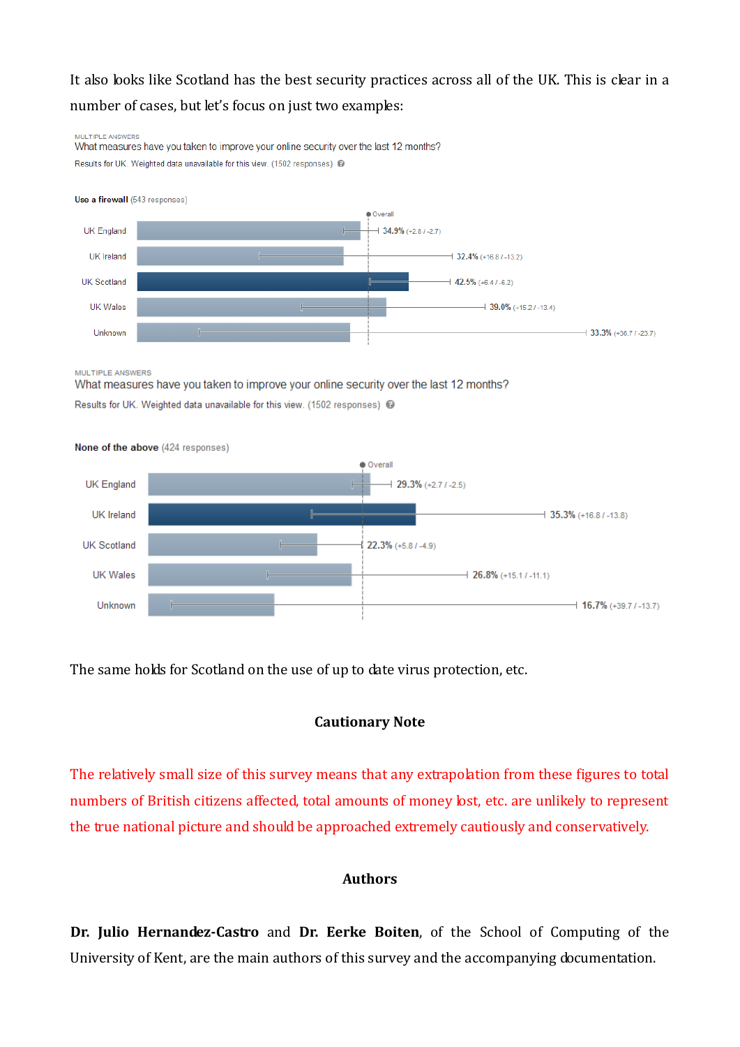It also looks like Scotland has the best security practices across all of the UK. This is clear in a number of cases, but let's focus on just two examples:

MULTIPLE ANSWERS

What measures have you taken to improve your online security over the last 12 months?

Results for UK. Weighted data unavailable for this view. (1502 responses)

**Use a firewall** (543 responses)

| Region | Percentage |
|---|---|
| UK England | 34.9% (+2.8 / -2.7) |
| UK Ireland | 32.4% (+16.8 / -13.2) |
| UK Scotland | 42.5% (+6.4 / -6.2) |
| UK Wales | 39.0% (+15.2 / -13.4) |
| Unknown | 33.3% (+36.7 / -23.7) |

MULTIPLE ANSWERS

What measures have you taken to improve your online security over the last 12 months?

Results for UK. Weighted data unavailable for this view. (1502 responses)

**None of the above** (424 responses)

| Region | Percentage |
|---|---|
| UK England | 29.3% (+2.7 / -2.5) |
| UK Ireland | 35.3% (+16.8 / -13.8) |
| UK Scotland | 22.3% (+5.8 / -4.9) |
| UK Wales | 26.8% (+15.1 / -11.1) |
| Unknown | 16.7% (+39.7 / -13.7) |

The same holds for Scotland on the use of up to date virus protection, etc.

## Cautionary Note

The relatively small size of this survey means that any extrapolation from these figures to total numbers of British citizens affected, total amounts of money lost, etc. are unlikely to represent the true national picture and should be approached extremely cautiously and conservatively.

## Authors

**Dr. Julio Hernandez-Castro** and **Dr. Eerke Boiten**, of the School of Computing of the University of Kent, are the main authors of this survey and the accompanying documentation.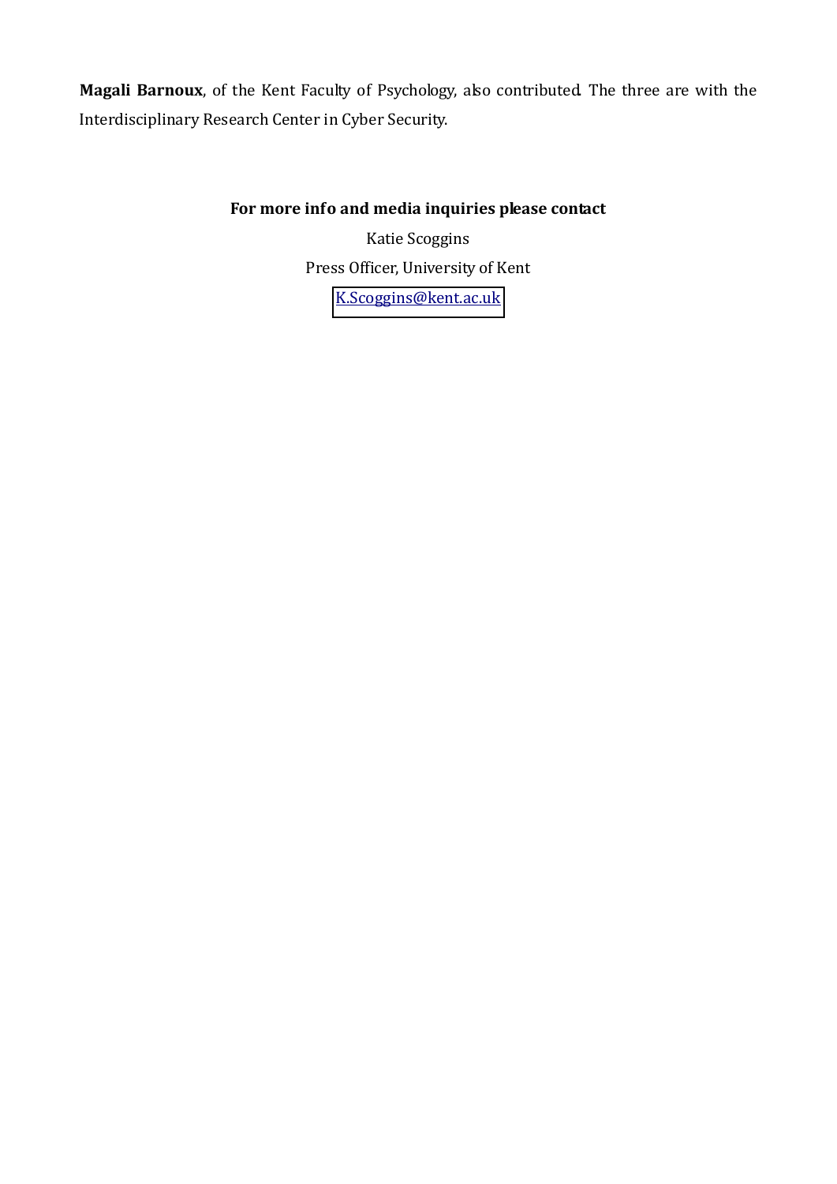**Magali Barnoux**, of the Kent Faculty of Psychology, also contributed. The three are with the Interdisciplinary Research Center in Cyber Security.

**For more info and media inquiries please contact**

Katie Scoggins

Press Officer, University of Kent

K.Scoggins@kent.ac.uk